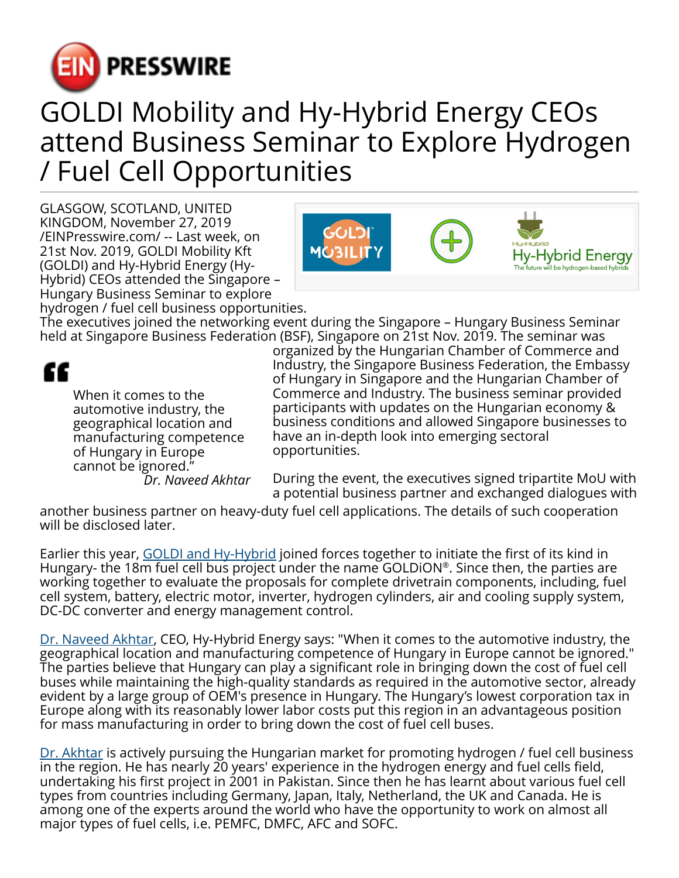# GOLDI Mobility and Hy-Hybrid Energy CEOs attend Business Seminar to Explore Hydrogen / Fuel Cell Opportunities

GLASGOW, SCOTLAND, UNITED KINGDOM, November 27, 2019 /EINPresswire.com/ -- Last week, on 21st Nov. 2019, GOLDI Mobility Kft (GOLDI) and Hy-Hybrid Energy (Hy-Hybrid) CEOs attended the Singapore – Hungary Business Seminar to explore hydrogen / fuel cell business opportunities.

The executives joined the networking event during the Singapore – Hungary Business Seminar held at Singapore Business Federation (BSF), Singapore on 21st Nov. 2019. The seminar was organized by the Hungarian Chamber of Commerce and Industry, the Singapore Business Federation, the Embassy of Hungary in Singapore and the Hungarian Chamber of Commerce and Industry. The business seminar provided participants with updates on the Hungarian economy & business conditions and allowed Singapore businesses to have an in-depth look into emerging sectoral opportunities.

> When it comes to the automotive industry, the geographical location and manufacturing competence of Hungary in Europe cannot be ignored."
>
> *Dr. Naveed Akhtar*

During the event, the executives signed tripartite MoU with a potential business partner and exchanged dialogues with another business partner on heavy-duty fuel cell applications. The details of such cooperation will be disclosed later.

Earlier this year, GOLDI and Hy-Hybrid joined forces together to initiate the first of its kind in Hungary- the 18m fuel cell bus project under the name GOLDiON®. Since then, the parties are working together to evaluate the proposals for complete drivetrain components, including, fuel cell system, battery, electric motor, inverter, hydrogen cylinders, air and cooling supply system, DC-DC converter and energy management control.

Dr. Naveed Akhtar, CEO, Hy-Hybrid Energy says: "When it comes to the automotive industry, the geographical location and manufacturing competence of Hungary in Europe cannot be ignored." The parties believe that Hungary can play a significant role in bringing down the cost of fuel cell buses while maintaining the high-quality standards as required in the automotive sector, already evident by a large group of OEM's presence in Hungary. The Hungary's lowest corporation tax in Europe along with its reasonably lower labor costs put this region in an advantageous position for mass manufacturing in order to bring down the cost of fuel cell buses.

Dr. Akhtar is actively pursuing the Hungarian market for promoting hydrogen / fuel cell business in the region. He has nearly 20 years' experience in the hydrogen energy and fuel cells field, undertaking his first project in 2001 in Pakistan. Since then he has learnt about various fuel cell types from countries including Germany, Japan, Italy, Netherland, the UK and Canada. He is among one of the experts around the world who have the opportunity to work on almost all major types of fuel cells, i.e. PEMFC, DMFC, AFC and SOFC.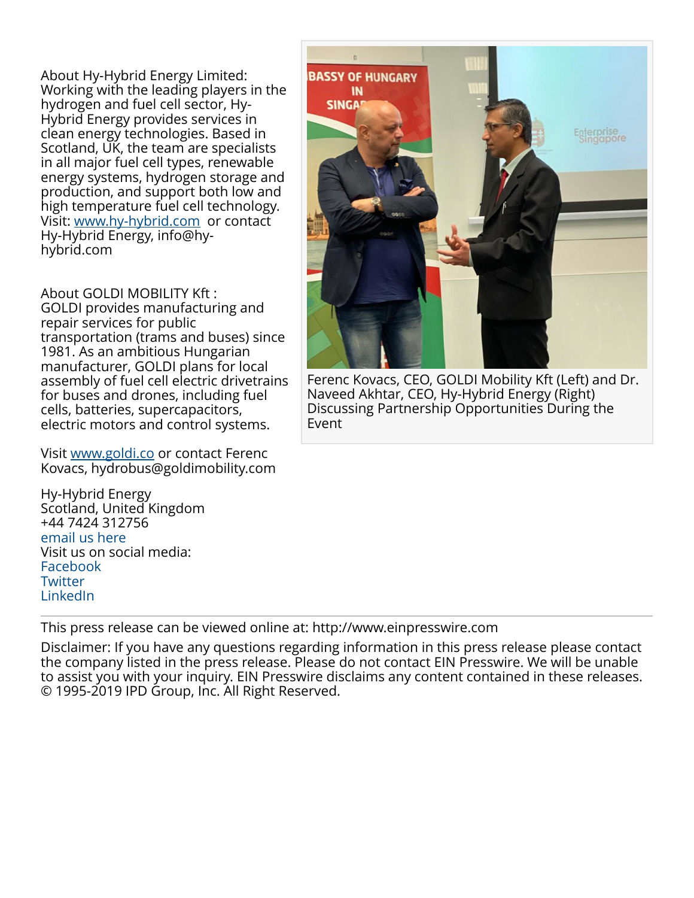About Hy-Hybrid Energy Limited:
Working with the leading players in the hydrogen and fuel cell sector, Hy-Hybrid Energy provides services in clean energy technologies. Based in Scotland, UK, the team are specialists in all major fuel cell types, renewable energy systems, hydrogen storage and production, and support both low and high temperature fuel cell technology. Visit: www.hy-hybrid.com or contact Hy-Hybrid Energy, info@hy-hybrid.com

About GOLDI MOBILITY Kft :
GOLDI provides manufacturing and repair services for public transportation (trams and buses) since 1981. As an ambitious Hungarian manufacturer, GOLDI plans for local assembly of fuel cell electric drivetrains for buses and drones, including fuel cells, batteries, supercapacitors, electric motors and control systems.

Visit www.goldi.co or contact Ferenc Kovacs, hydrobus@goldimobility.com

Ferenc Kovacs, CEO, GOLDI Mobility Kft (Left) and Dr. Naveed Akhtar, CEO, Hy-Hybrid Energy (Right) Discussing Partnership Opportunities During the Event

Hy-Hybrid Energy
Scotland, United Kingdom
+44 7424 312756
email us here
Visit us on social media:
Facebook
Twitter
LinkedIn

---

This press release can be viewed online at: http://www.einpresswire.com

Disclaimer: If you have any questions regarding information in this press release please contact the company listed in the press release. Please do not contact EIN Presswire. We will be unable to assist you with your inquiry. EIN Presswire disclaims any content contained in these releases. © 1995-2019 IPD Group, Inc. All Right Reserved.